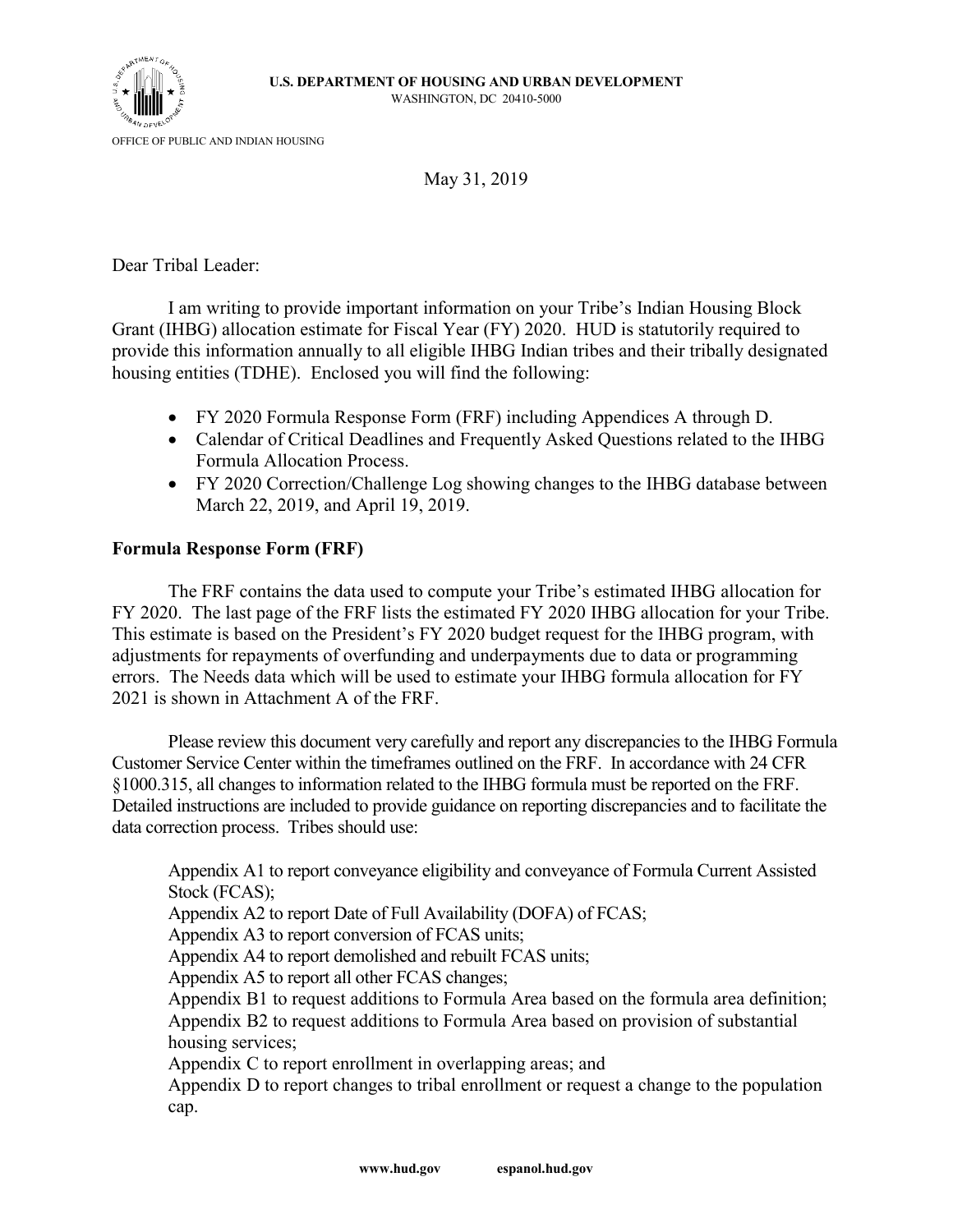**U.S. DEPARTMENT OF HOUSING AND URBAN DEVELOPMENT**
WASHINGTON, DC 20410-5000

OFFICE OF PUBLIC AND INDIAN HOUSING

May 31, 2019

Dear Tribal Leader:

I am writing to provide important information on your Tribe's Indian Housing Block Grant (IHBG) allocation estimate for Fiscal Year (FY) 2020. HUD is statutorily required to provide this information annually to all eligible IHBG Indian tribes and their tribally designated housing entities (TDHE). Enclosed you will find the following:

- FY 2020 Formula Response Form (FRF) including Appendices A through D.
- Calendar of Critical Deadlines and Frequently Asked Questions related to the IHBG Formula Allocation Process.
- FY 2020 Correction/Challenge Log showing changes to the IHBG database between March 22, 2019, and April 19, 2019.

**Formula Response Form (FRF)**

The FRF contains the data used to compute your Tribe's estimated IHBG allocation for FY 2020. The last page of the FRF lists the estimated FY 2020 IHBG allocation for your Tribe. This estimate is based on the President's FY 2020 budget request for the IHBG program, with adjustments for repayments of overfunding and underpayments due to data or programming errors. The Needs data which will be used to estimate your IHBG formula allocation for FY 2021 is shown in Attachment A of the FRF.

Please review this document very carefully and report any discrepancies to the IHBG Formula Customer Service Center within the timeframes outlined on the FRF. In accordance with 24 CFR §1000.315, all changes to information related to the IHBG formula must be reported on the FRF. Detailed instructions are included to provide guidance on reporting discrepancies and to facilitate the data correction process. Tribes should use:

Appendix A1 to report conveyance eligibility and conveyance of Formula Current Assisted Stock (FCAS);
Appendix A2 to report Date of Full Availability (DOFA) of FCAS;
Appendix A3 to report conversion of FCAS units;
Appendix A4 to report demolished and rebuilt FCAS units;
Appendix A5 to report all other FCAS changes;
Appendix B1 to request additions to Formula Area based on the formula area definition;
Appendix B2 to request additions to Formula Area based on provision of substantial housing services;
Appendix C to report enrollment in overlapping areas; and
Appendix D to report changes to tribal enrollment or request a change to the population cap.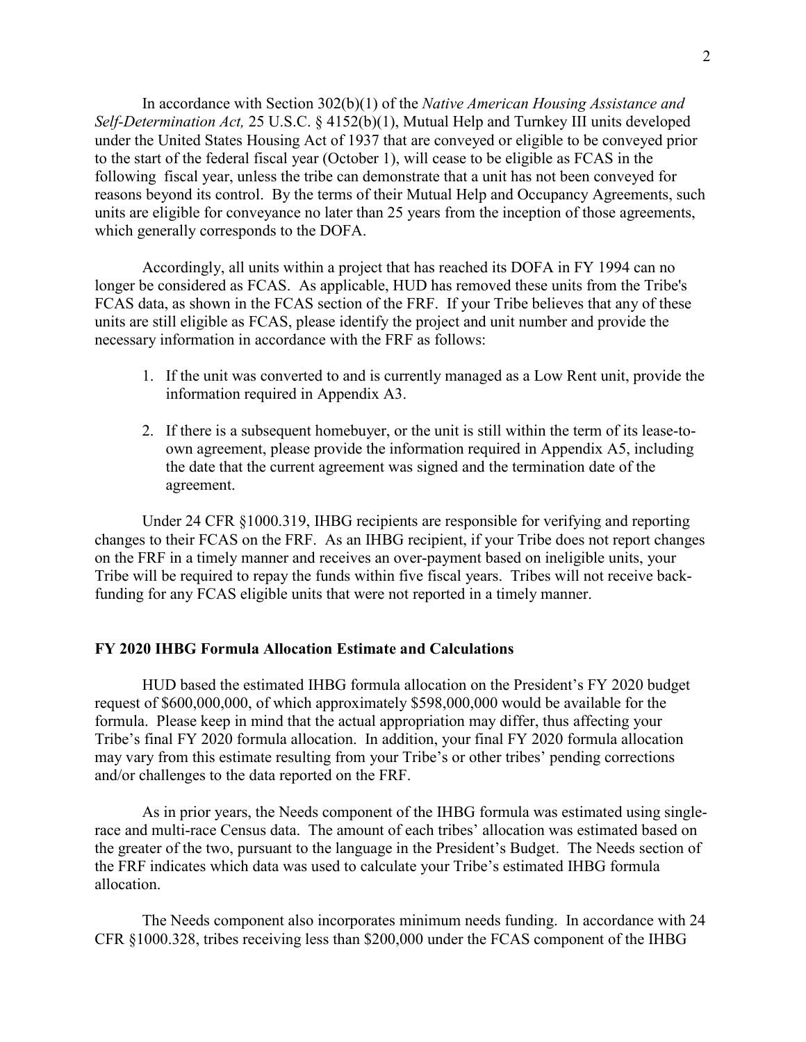In accordance with Section 302(b)(1) of the *Native American Housing Assistance and Self-Determination Act,* 25 U.S.C. § 4152(b)(1), Mutual Help and Turnkey III units developed under the United States Housing Act of 1937 that are conveyed or eligible to be conveyed prior to the start of the federal fiscal year (October 1), will cease to be eligible as FCAS in the following fiscal year, unless the tribe can demonstrate that a unit has not been conveyed for reasons beyond its control. By the terms of their Mutual Help and Occupancy Agreements, such units are eligible for conveyance no later than 25 years from the inception of those agreements, which generally corresponds to the DOFA.

Accordingly, all units within a project that has reached its DOFA in FY 1994 can no longer be considered as FCAS. As applicable, HUD has removed these units from the Tribe's FCAS data, as shown in the FCAS section of the FRF. If your Tribe believes that any of these units are still eligible as FCAS, please identify the project and unit number and provide the necessary information in accordance with the FRF as follows:

1. If the unit was converted to and is currently managed as a Low Rent unit, provide the information required in Appendix A3.
2. If there is a subsequent homebuyer, or the unit is still within the term of its lease-to-own agreement, please provide the information required in Appendix A5, including the date that the current agreement was signed and the termination date of the agreement.

Under 24 CFR §1000.319, IHBG recipients are responsible for verifying and reporting changes to their FCAS on the FRF. As an IHBG recipient, if your Tribe does not report changes on the FRF in a timely manner and receives an over-payment based on ineligible units, your Tribe will be required to repay the funds within five fiscal years. Tribes will not receive back-funding for any FCAS eligible units that were not reported in a timely manner.

**FY 2020 IHBG Formula Allocation Estimate and Calculations**

HUD based the estimated IHBG formula allocation on the President's FY 2020 budget request of $600,000,000, of which approximately $598,000,000 would be available for the formula. Please keep in mind that the actual appropriation may differ, thus affecting your Tribe's final FY 2020 formula allocation. In addition, your final FY 2020 formula allocation may vary from this estimate resulting from your Tribe's or other tribes' pending corrections and/or challenges to the data reported on the FRF.

As in prior years, the Needs component of the IHBG formula was estimated using single-race and multi-race Census data. The amount of each tribes' allocation was estimated based on the greater of the two, pursuant to the language in the President's Budget. The Needs section of the FRF indicates which data was used to calculate your Tribe's estimated IHBG formula allocation.

The Needs component also incorporates minimum needs funding. In accordance with 24 CFR §1000.328, tribes receiving less than $200,000 under the FCAS component of the IHBG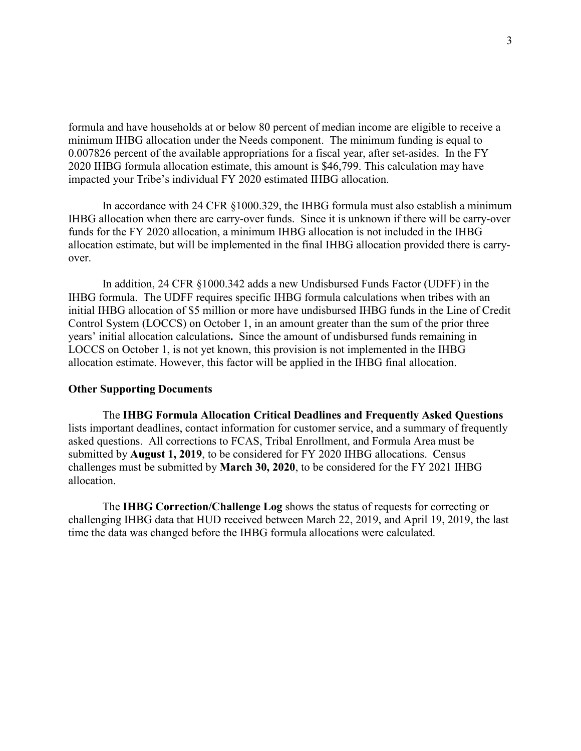formula and have households at or below 80 percent of median income are eligible to receive a minimum IHBG allocation under the Needs component. The minimum funding is equal to 0.007826 percent of the available appropriations for a fiscal year, after set-asides. In the FY 2020 IHBG formula allocation estimate, this amount is $46,799. This calculation may have impacted your Tribe's individual FY 2020 estimated IHBG allocation.

In accordance with 24 CFR §1000.329, the IHBG formula must also establish a minimum IHBG allocation when there are carry-over funds. Since it is unknown if there will be carry-over funds for the FY 2020 allocation, a minimum IHBG allocation is not included in the IHBG allocation estimate, but will be implemented in the final IHBG allocation provided there is carry-over.

In addition, 24 CFR §1000.342 adds a new Undisbursed Funds Factor (UDFF) in the IHBG formula. The UDFF requires specific IHBG formula calculations when tribes with an initial IHBG allocation of $5 million or more have undisbursed IHBG funds in the Line of Credit Control System (LOCCS) on October 1, in an amount greater than the sum of the prior three years' initial allocation calculations**.** Since the amount of undisbursed funds remaining in LOCCS on October 1, is not yet known, this provision is not implemented in the IHBG allocation estimate. However, this factor will be applied in the IHBG final allocation.

**Other Supporting Documents**

The **IHBG Formula Allocation Critical Deadlines and Frequently Asked Questions** lists important deadlines, contact information for customer service, and a summary of frequently asked questions. All corrections to FCAS, Tribal Enrollment, and Formula Area must be submitted by **August 1, 2019**, to be considered for FY 2020 IHBG allocations. Census challenges must be submitted by **March 30, 2020**, to be considered for the FY 2021 IHBG allocation.

The **IHBG Correction/Challenge Log** shows the status of requests for correcting or challenging IHBG data that HUD received between March 22, 2019, and April 19, 2019, the last time the data was changed before the IHBG formula allocations were calculated.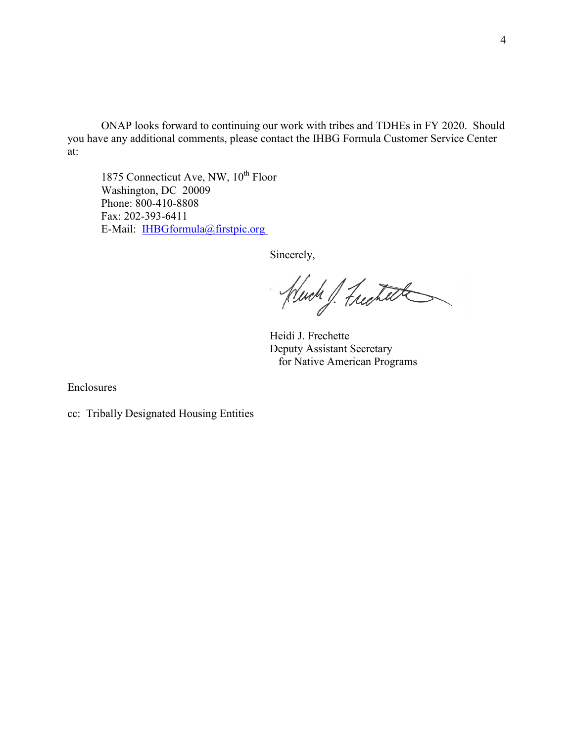ONAP looks forward to continuing our work with tribes and TDHEs in FY 2020. Should you have any additional comments, please contact the IHBG Formula Customer Service Center at:

1875 Connecticut Ave, NW, 10th Floor
Washington, DC 20009
Phone: 800-410-8808
Fax: 202-393-6411
E-Mail: IHBGformula@firstpic.org

Sincerely,

Heidi J. Frechette
Deputy Assistant Secretary
for Native American Programs

Enclosures

cc: Tribally Designated Housing Entities